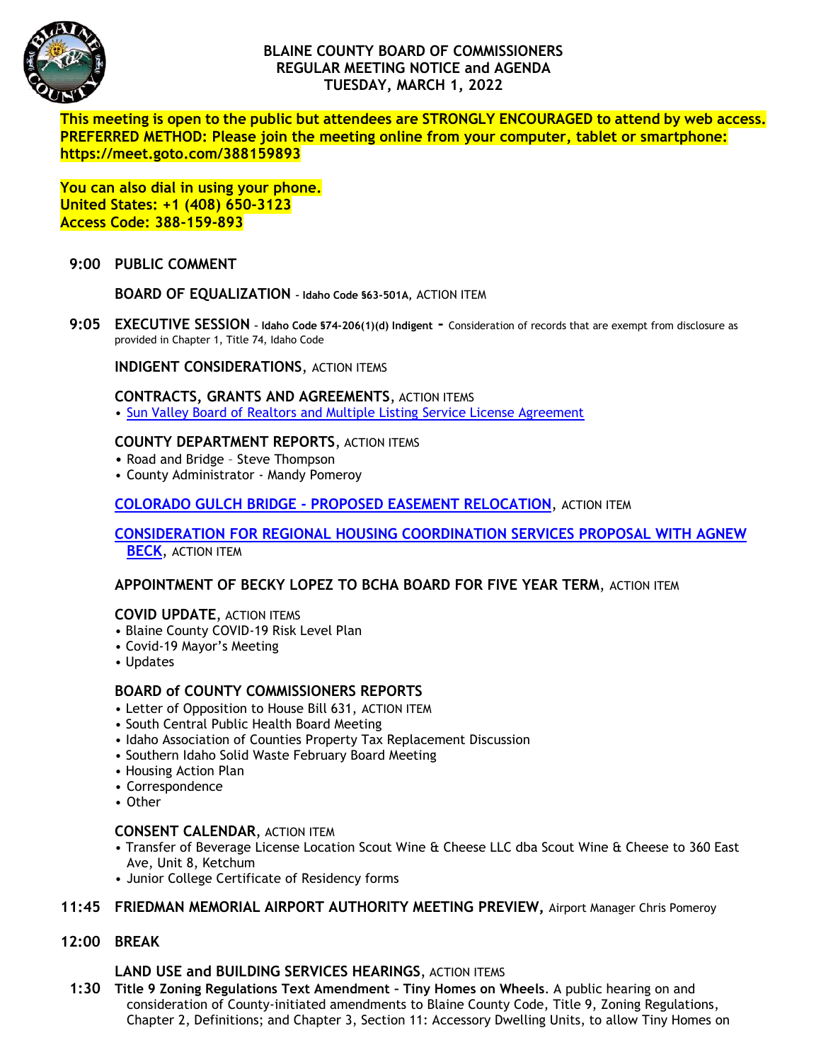# BLAINE COUNTY BOARD OF COMMISSIONERS
## REGULAR MEETING NOTICE and AGENDA
## TUESDAY, MARCH 1, 2022

**This meeting is open to the public but attendees are STRONGLY ENCOURAGED to attend by web access.**
**PREFERRED METHOD: Please join the meeting online from your computer, tablet or smartphone:**
**https://meet.goto.com/388159893**

**You can also dial in using your phone.**
**United States: +1 (408) 650-3123**
**Access Code: 388-159-893**

**9:00 PUBLIC COMMENT**

**BOARD OF EQUALIZATION** – **Idaho Code §63-501A**, ACTION ITEM

**9:05 EXECUTIVE SESSION** – **Idaho Code §74-206(1)(d) Indigent** - Consideration of records that are exempt from disclosure as provided in Chapter 1, Title 74, Idaho Code

**INDIGENT CONSIDERATIONS**, ACTION ITEMS

**CONTRACTS, GRANTS AND AGREEMENTS**, ACTION ITEMS

- Sun Valley Board of Realtors and Multiple Listing Service License Agreement

**COUNTY DEPARTMENT REPORTS**, ACTION ITEMS

- Road and Bridge – Steve Thompson
- County Administrator - Mandy Pomeroy

**COLORADO GULCH BRIDGE - PROPOSED EASEMENT RELOCATION**, ACTION ITEM

**CONSIDERATION FOR REGIONAL HOUSING COORDINATION SERVICES PROPOSAL WITH AGNEW BECK**, ACTION ITEM

**APPOINTMENT OF BECKY LOPEZ TO BCHA BOARD FOR FIVE YEAR TERM**, ACTION ITEM

**COVID UPDATE**, ACTION ITEMS

- Blaine County COVID-19 Risk Level Plan
- Covid-19 Mayor's Meeting
- Updates

**BOARD of COUNTY COMMISSIONERS REPORTS**

- Letter of Opposition to House Bill 631, ACTION ITEM
- South Central Public Health Board Meeting
- Idaho Association of Counties Property Tax Replacement Discussion
- Southern Idaho Solid Waste February Board Meeting
- Housing Action Plan
- Correspondence
- Other

**CONSENT CALENDAR**, ACTION ITEM

- Transfer of Beverage License Location Scout Wine & Cheese LLC dba Scout Wine & Cheese to 360 East Ave, Unit 8, Ketchum
- Junior College Certificate of Residency forms

**11:45 FRIEDMAN MEMORIAL AIRPORT AUTHORITY MEETING PREVIEW,** Airport Manager Chris Pomeroy

**12:00 BREAK**

**LAND USE and BUILDING SERVICES HEARINGS**, ACTION ITEMS

**1:30 Title 9 Zoning Regulations Text Amendment – Tiny Homes on Wheels**. A public hearing on and consideration of County-initiated amendments to Blaine County Code, Title 9, Zoning Regulations, Chapter 2, Definitions; and Chapter 3, Section 11: Accessory Dwelling Units, to allow Tiny Homes on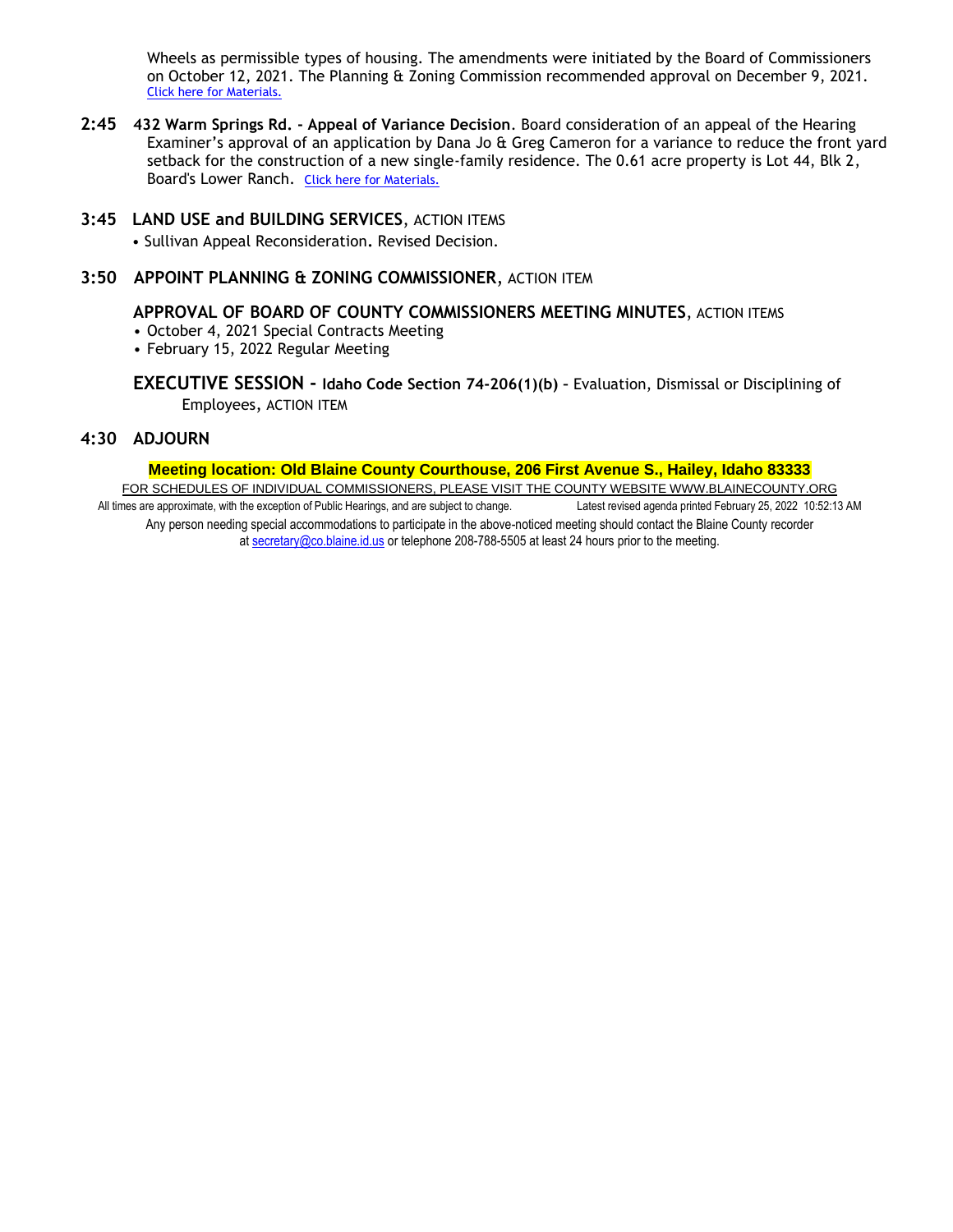Wheels as permissible types of housing. The amendments were initiated by the Board of Commissioners on October 12, 2021. The Planning & Zoning Commission recommended approval on December 9, 2021. Click here for Materials.

**2:45** **432 Warm Springs Rd. - Appeal of Variance Decision**. Board consideration of an appeal of the Hearing Examiner's approval of an application by Dana Jo & Greg Cameron for a variance to reduce the front yard setback for the construction of a new single-family residence. The 0.61 acre property is Lot 44, Blk 2, Board's Lower Ranch. Click here for Materials.

**3:45** **LAND USE and BUILDING SERVICES**, ACTION ITEMS

- Sullivan Appeal Reconsideration. Revised Decision.

**3:50** **APPOINT PLANNING & ZONING COMMISSIONER**, ACTION ITEM

**APPROVAL OF BOARD OF COUNTY COMMISSIONERS MEETING MINUTES**, ACTION ITEMS

- October 4, 2021 Special Contracts Meeting
- February 15, 2022 Regular Meeting

**EXECUTIVE SESSION - Idaho Code Section 74-206(1)(b)** – Evaluation, Dismissal or Disciplining of Employees, ACTION ITEM

**4:30** **ADJOURN**

**Meeting location: Old Blaine County Courthouse, 206 First Avenue S., Hailey, Idaho 83333**

FOR SCHEDULES OF INDIVIDUAL COMMISSIONERS, PLEASE VISIT THE COUNTY WEBSITE WWW.BLAINECOUNTY.ORG

All times are approximate, with the exception of Public Hearings, and are subject to change. Latest revised agenda printed February 25, 2022 10:52:13 AM

Any person needing special accommodations to participate in the above-noticed meeting should contact the Blaine County recorder at secretary@co.blaine.id.us or telephone 208-788-5505 at least 24 hours prior to the meeting.